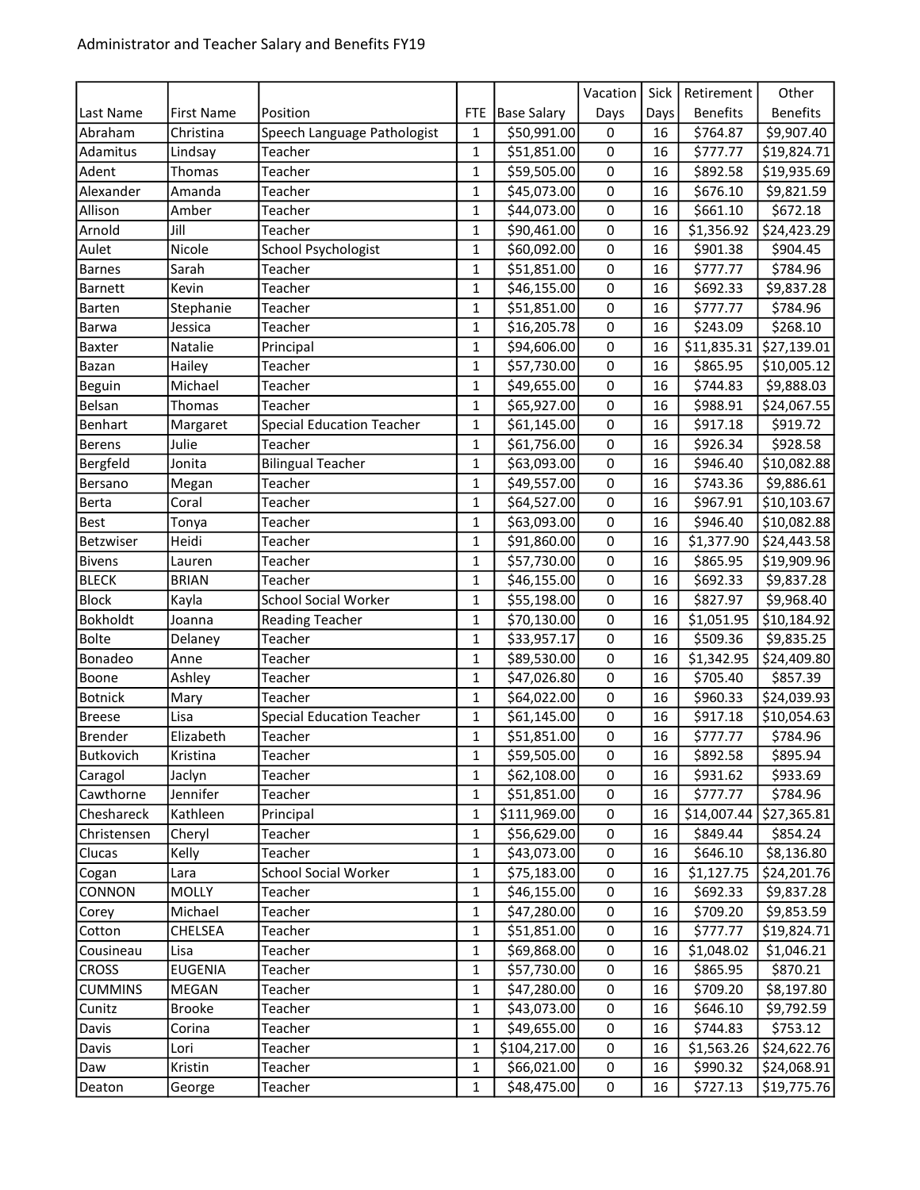Administrator and Teacher Salary and Benefits FY19

| Last Name | First Name | Position | FTE | Base Salary | Vacation Days | Sick Days | Retirement Benefits | Other Benefits |
|---|---|---|---|---|---|---|---|---|
| Abraham | Christina | Speech Language Pathologist | 1 | $50,991.00 | 0 | 16 | $764.87 | $9,907.40 |
| Adamitus | Lindsay | Teacher | 1 | $51,851.00 | 0 | 16 | $777.77 | $19,824.71 |
| Adent | Thomas | Teacher | 1 | $59,505.00 | 0 | 16 | $892.58 | $19,935.69 |
| Alexander | Amanda | Teacher | 1 | $45,073.00 | 0 | 16 | $676.10 | $9,821.59 |
| Allison | Amber | Teacher | 1 | $44,073.00 | 0 | 16 | $661.10 | $672.18 |
| Arnold | Jill | Teacher | 1 | $90,461.00 | 0 | 16 | $1,356.92 | $24,423.29 |
| Aulet | Nicole | School Psychologist | 1 | $60,092.00 | 0 | 16 | $901.38 | $904.45 |
| Barnes | Sarah | Teacher | 1 | $51,851.00 | 0 | 16 | $777.77 | $784.96 |
| Barnett | Kevin | Teacher | 1 | $46,155.00 | 0 | 16 | $692.33 | $9,837.28 |
| Barten | Stephanie | Teacher | 1 | $51,851.00 | 0 | 16 | $777.77 | $784.96 |
| Barwa | Jessica | Teacher | 1 | $16,205.78 | 0 | 16 | $243.09 | $268.10 |
| Baxter | Natalie | Principal | 1 | $94,606.00 | 0 | 16 | $11,835.31 | $27,139.01 |
| Bazan | Hailey | Teacher | 1 | $57,730.00 | 0 | 16 | $865.95 | $10,005.12 |
| Beguin | Michael | Teacher | 1 | $49,655.00 | 0 | 16 | $744.83 | $9,888.03 |
| Belsan | Thomas | Teacher | 1 | $65,927.00 | 0 | 16 | $988.91 | $24,067.55 |
| Benhart | Margaret | Special Education Teacher | 1 | $61,145.00 | 0 | 16 | $917.18 | $919.72 |
| Berens | Julie | Teacher | 1 | $61,756.00 | 0 | 16 | $926.34 | $928.58 |
| Bergfeld | Jonita | Bilingual Teacher | 1 | $63,093.00 | 0 | 16 | $946.40 | $10,082.88 |
| Bersano | Megan | Teacher | 1 | $49,557.00 | 0 | 16 | $743.36 | $9,886.61 |
| Berta | Coral | Teacher | 1 | $64,527.00 | 0 | 16 | $967.91 | $10,103.67 |
| Best | Tonya | Teacher | 1 | $63,093.00 | 0 | 16 | $946.40 | $10,082.88 |
| Betzwiser | Heidi | Teacher | 1 | $91,860.00 | 0 | 16 | $1,377.90 | $24,443.58 |
| Bivens | Lauren | Teacher | 1 | $57,730.00 | 0 | 16 | $865.95 | $19,909.96 |
| BLECK | BRIAN | Teacher | 1 | $46,155.00 | 0 | 16 | $692.33 | $9,837.28 |
| Block | Kayla | School Social Worker | 1 | $55,198.00 | 0 | 16 | $827.97 | $9,968.40 |
| Bokholdt | Joanna | Reading Teacher | 1 | $70,130.00 | 0 | 16 | $1,051.95 | $10,184.92 |
| Bolte | Delaney | Teacher | 1 | $33,957.17 | 0 | 16 | $509.36 | $9,835.25 |
| Bonadeo | Anne | Teacher | 1 | $89,530.00 | 0 | 16 | $1,342.95 | $24,409.80 |
| Boone | Ashley | Teacher | 1 | $47,026.80 | 0 | 16 | $705.40 | $857.39 |
| Botnick | Mary | Teacher | 1 | $64,022.00 | 0 | 16 | $960.33 | $24,039.93 |
| Breese | Lisa | Special Education Teacher | 1 | $61,145.00 | 0 | 16 | $917.18 | $10,054.63 |
| Brender | Elizabeth | Teacher | 1 | $51,851.00 | 0 | 16 | $777.77 | $784.96 |
| Butkovich | Kristina | Teacher | 1 | $59,505.00 | 0 | 16 | $892.58 | $895.94 |
| Caragol | Jaclyn | Teacher | 1 | $62,108.00 | 0 | 16 | $931.62 | $933.69 |
| Cawthorne | Jennifer | Teacher | 1 | $51,851.00 | 0 | 16 | $777.77 | $784.96 |
| Cheshareck | Kathleen | Principal | 1 | $111,969.00 | 0 | 16 | $14,007.44 | $27,365.81 |
| Christensen | Cheryl | Teacher | 1 | $56,629.00 | 0 | 16 | $849.44 | $854.24 |
| Clucas | Kelly | Teacher | 1 | $43,073.00 | 0 | 16 | $646.10 | $8,136.80 |
| Cogan | Lara | School Social Worker | 1 | $75,183.00 | 0 | 16 | $1,127.75 | $24,201.76 |
| CONNON | MOLLY | Teacher | 1 | $46,155.00 | 0 | 16 | $692.33 | $9,837.28 |
| Corey | Michael | Teacher | 1 | $47,280.00 | 0 | 16 | $709.20 | $9,853.59 |
| Cotton | CHELSEA | Teacher | 1 | $51,851.00 | 0 | 16 | $777.77 | $19,824.71 |
| Cousineau | Lisa | Teacher | 1 | $69,868.00 | 0 | 16 | $1,048.02 | $1,046.21 |
| CROSS | EUGENIA | Teacher | 1 | $57,730.00 | 0 | 16 | $865.95 | $870.21 |
| CUMMINS | MEGAN | Teacher | 1 | $47,280.00 | 0 | 16 | $709.20 | $8,197.80 |
| Cunitz | Brooke | Teacher | 1 | $43,073.00 | 0 | 16 | $646.10 | $9,792.59 |
| Davis | Corina | Teacher | 1 | $49,655.00 | 0 | 16 | $744.83 | $753.12 |
| Davis | Lori | Teacher | 1 | $104,217.00 | 0 | 16 | $1,563.26 | $24,622.76 |
| Daw | Kristin | Teacher | 1 | $66,021.00 | 0 | 16 | $990.32 | $24,068.91 |
| Deaton | George | Teacher | 1 | $48,475.00 | 0 | 16 | $727.13 | $19,775.76 |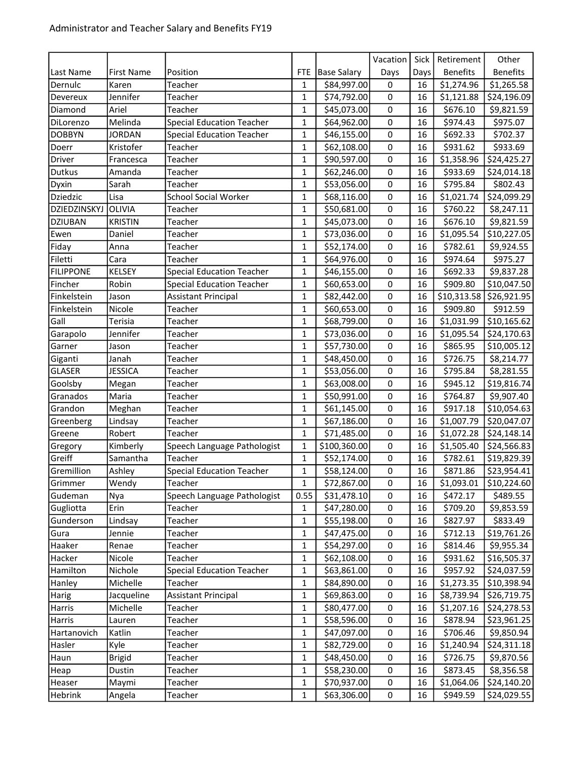Administrator and Teacher Salary and Benefits FY19

| Last Name | First Name | Position | FTE | Base Salary | Vacation Days | Sick Days | Retirement Benefits | Other Benefits |
|---|---|---|---|---|---|---|---|---|
| Dernulc | Karen | Teacher | 1 | $84,997.00 | 0 | 16 | $1,274.96 | $1,265.58 |
| Devereux | Jennifer | Teacher | 1 | $74,792.00 | 0 | 16 | $1,121.88 | $24,196.09 |
| Diamond | Ariel | Teacher | 1 | $45,073.00 | 0 | 16 | $676.10 | $9,821.59 |
| DiLorenzo | Melinda | Special Education Teacher | 1 | $64,962.00 | 0 | 16 | $974.43 | $975.07 |
| DOBBYN | JORDAN | Special Education Teacher | 1 | $46,155.00 | 0 | 16 | $692.33 | $702.37 |
| Doerr | Kristofer | Teacher | 1 | $62,108.00 | 0 | 16 | $931.62 | $933.69 |
| Driver | Francesca | Teacher | 1 | $90,597.00 | 0 | 16 | $1,358.96 | $24,425.27 |
| Dutkus | Amanda | Teacher | 1 | $62,246.00 | 0 | 16 | $933.69 | $24,014.18 |
| Dyxin | Sarah | Teacher | 1 | $53,056.00 | 0 | 16 | $795.84 | $802.43 |
| Dziedzic | Lisa | School Social Worker | 1 | $68,116.00 | 0 | 16 | $1,021.74 | $24,099.29 |
| DZIEDZINSKYJ | OLIVIA | Teacher | 1 | $50,681.00 | 0 | 16 | $760.22 | $8,247.11 |
| DZIUBAN | KRISTIN | Teacher | 1 | $45,073.00 | 0 | 16 | $676.10 | $9,821.59 |
| Ewen | Daniel | Teacher | 1 | $73,036.00 | 0 | 16 | $1,095.54 | $10,227.05 |
| Fiday | Anna | Teacher | 1 | $52,174.00 | 0 | 16 | $782.61 | $9,924.55 |
| Filetti | Cara | Teacher | 1 | $64,976.00 | 0 | 16 | $974.64 | $975.27 |
| FILIPPONE | KELSEY | Special Education Teacher | 1 | $46,155.00 | 0 | 16 | $692.33 | $9,837.28 |
| Fincher | Robin | Special Education Teacher | 1 | $60,653.00 | 0 | 16 | $909.80 | $10,047.50 |
| Finkelstein | Jason | Assistant Principal | 1 | $82,442.00 | 0 | 16 | $10,313.58 | $26,921.95 |
| Finkelstein | Nicole | Teacher | 1 | $60,653.00 | 0 | 16 | $909.80 | $912.59 |
| Gall | Terisia | Teacher | 1 | $68,799.00 | 0 | 16 | $1,031.99 | $10,165.62 |
| Garapolo | Jennifer | Teacher | 1 | $73,036.00 | 0 | 16 | $1,095.54 | $24,170.63 |
| Garner | Jason | Teacher | 1 | $57,730.00 | 0 | 16 | $865.95 | $10,005.12 |
| Giganti | Janah | Teacher | 1 | $48,450.00 | 0 | 16 | $726.75 | $8,214.77 |
| GLASER | JESSICA | Teacher | 1 | $53,056.00 | 0 | 16 | $795.84 | $8,281.55 |
| Goolsby | Megan | Teacher | 1 | $63,008.00 | 0 | 16 | $945.12 | $19,816.74 |
| Granados | Maria | Teacher | 1 | $50,991.00 | 0 | 16 | $764.87 | $9,907.40 |
| Grandon | Meghan | Teacher | 1 | $61,145.00 | 0 | 16 | $917.18 | $10,054.63 |
| Greenberg | Lindsay | Teacher | 1 | $67,186.00 | 0 | 16 | $1,007.79 | $20,047.07 |
| Greene | Robert | Teacher | 1 | $71,485.00 | 0 | 16 | $1,072.28 | $24,148.14 |
| Gregory | Kimberly | Speech Language Pathologist | 1 | $100,360.00 | 0 | 16 | $1,505.40 | $24,566.83 |
| Greiff | Samantha | Teacher | 1 | $52,174.00 | 0 | 16 | $782.61 | $19,829.39 |
| Gremillion | Ashley | Special Education Teacher | 1 | $58,124.00 | 0 | 16 | $871.86 | $23,954.41 |
| Grimmer | Wendy | Teacher | 1 | $72,867.00 | 0 | 16 | $1,093.01 | $10,224.60 |
| Gudeman | Nya | Speech Language Pathologist | 0.55 | $31,478.10 | 0 | 16 | $472.17 | $489.55 |
| Gugliotta | Erin | Teacher | 1 | $47,280.00 | 0 | 16 | $709.20 | $9,853.59 |
| Gunderson | Lindsay | Teacher | 1 | $55,198.00 | 0 | 16 | $827.97 | $833.49 |
| Gura | Jennie | Teacher | 1 | $47,475.00 | 0 | 16 | $712.13 | $19,761.26 |
| Haaker | Renae | Teacher | 1 | $54,297.00 | 0 | 16 | $814.46 | $9,955.34 |
| Hacker | Nicole | Teacher | 1 | $62,108.00 | 0 | 16 | $931.62 | $16,505.37 |
| Hamilton | Nichole | Special Education Teacher | 1 | $63,861.00 | 0 | 16 | $957.92 | $24,037.59 |
| Hanley | Michelle | Teacher | 1 | $84,890.00 | 0 | 16 | $1,273.35 | $10,398.94 |
| Harig | Jacqueline | Assistant Principal | 1 | $69,863.00 | 0 | 16 | $8,739.94 | $26,719.75 |
| Harris | Michelle | Teacher | 1 | $80,477.00 | 0 | 16 | $1,207.16 | $24,278.53 |
| Harris | Lauren | Teacher | 1 | $58,596.00 | 0 | 16 | $878.94 | $23,961.25 |
| Hartanovich | Katlin | Teacher | 1 | $47,097.00 | 0 | 16 | $706.46 | $9,850.94 |
| Hasler | Kyle | Teacher | 1 | $82,729.00 | 0 | 16 | $1,240.94 | $24,311.18 |
| Haun | Brigid | Teacher | 1 | $48,450.00 | 0 | 16 | $726.75 | $9,870.56 |
| Heap | Dustin | Teacher | 1 | $58,230.00 | 0 | 16 | $873.45 | $8,356.58 |
| Heaser | Maymi | Teacher | 1 | $70,937.00 | 0 | 16 | $1,064.06 | $24,140.20 |
| Hebrink | Angela | Teacher | 1 | $63,306.00 | 0 | 16 | $949.59 | $24,029.55 |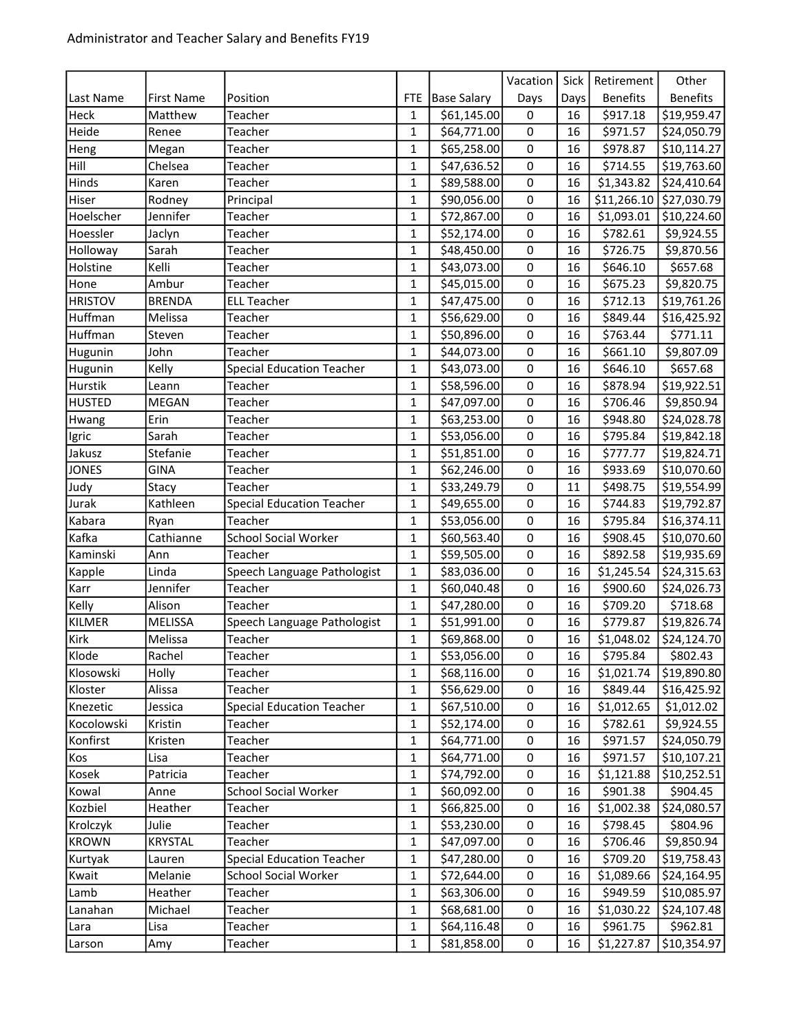Administrator and Teacher Salary and Benefits FY19

| Last Name | First Name | Position | FTE | Base Salary | Vacation Days | Sick Days | Retirement Benefits | Other Benefits |
|---|---|---|---|---|---|---|---|---|
| Heck | Matthew | Teacher | 1 | $61,145.00 | 0 | 16 | $917.18 | $19,959.47 |
| Heide | Renee | Teacher | 1 | $64,771.00 | 0 | 16 | $971.57 | $24,050.79 |
| Heng | Megan | Teacher | 1 | $65,258.00 | 0 | 16 | $978.87 | $10,114.27 |
| Hill | Chelsea | Teacher | 1 | $47,636.52 | 0 | 16 | $714.55 | $19,763.60 |
| Hinds | Karen | Teacher | 1 | $89,588.00 | 0 | 16 | $1,343.82 | $24,410.64 |
| Hiser | Rodney | Principal | 1 | $90,056.00 | 0 | 16 | $11,266.10 | $27,030.79 |
| Hoelscher | Jennifer | Teacher | 1 | $72,867.00 | 0 | 16 | $1,093.01 | $10,224.60 |
| Hoessler | Jaclyn | Teacher | 1 | $52,174.00 | 0 | 16 | $782.61 | $9,924.55 |
| Holloway | Sarah | Teacher | 1 | $48,450.00 | 0 | 16 | $726.75 | $9,870.56 |
| Holstine | Kelli | Teacher | 1 | $43,073.00 | 0 | 16 | $646.10 | $657.68 |
| Hone | Ambur | Teacher | 1 | $45,015.00 | 0 | 16 | $675.23 | $9,820.75 |
| HRISTOV | BRENDA | ELL Teacher | 1 | $47,475.00 | 0 | 16 | $712.13 | $19,761.26 |
| Huffman | Melissa | Teacher | 1 | $56,629.00 | 0 | 16 | $849.44 | $16,425.92 |
| Huffman | Steven | Teacher | 1 | $50,896.00 | 0 | 16 | $763.44 | $771.11 |
| Hugunin | John | Teacher | 1 | $44,073.00 | 0 | 16 | $661.10 | $9,807.09 |
| Hugunin | Kelly | Special Education Teacher | 1 | $43,073.00 | 0 | 16 | $646.10 | $657.68 |
| Hurstik | Leann | Teacher | 1 | $58,596.00 | 0 | 16 | $878.94 | $19,922.51 |
| HUSTED | MEGAN | Teacher | 1 | $47,097.00 | 0 | 16 | $706.46 | $9,850.94 |
| Hwang | Erin | Teacher | 1 | $63,253.00 | 0 | 16 | $948.80 | $24,028.78 |
| Igric | Sarah | Teacher | 1 | $53,056.00 | 0 | 16 | $795.84 | $19,842.18 |
| Jakusz | Stefanie | Teacher | 1 | $51,851.00 | 0 | 16 | $777.77 | $19,824.71 |
| JONES | GINA | Teacher | 1 | $62,246.00 | 0 | 16 | $933.69 | $10,070.60 |
| Judy | Stacy | Teacher | 1 | $33,249.79 | 0 | 11 | $498.75 | $19,554.99 |
| Jurak | Kathleen | Special Education Teacher | 1 | $49,655.00 | 0 | 16 | $744.83 | $19,792.87 |
| Kabara | Ryan | Teacher | 1 | $53,056.00 | 0 | 16 | $795.84 | $16,374.11 |
| Kafka | Cathianne | School Social Worker | 1 | $60,563.40 | 0 | 16 | $908.45 | $10,070.60 |
| Kaminski | Ann | Teacher | 1 | $59,505.00 | 0 | 16 | $892.58 | $19,935.69 |
| Kapple | Linda | Speech Language Pathologist | 1 | $83,036.00 | 0 | 16 | $1,245.54 | $24,315.63 |
| Karr | Jennifer | Teacher | 1 | $60,040.48 | 0 | 16 | $900.60 | $24,026.73 |
| Kelly | Alison | Teacher | 1 | $47,280.00 | 0 | 16 | $709.20 | $718.68 |
| KILMER | MELISSA | Speech Language Pathologist | 1 | $51,991.00 | 0 | 16 | $779.87 | $19,826.74 |
| Kirk | Melissa | Teacher | 1 | $69,868.00 | 0 | 16 | $1,048.02 | $24,124.70 |
| Klode | Rachel | Teacher | 1 | $53,056.00 | 0 | 16 | $795.84 | $802.43 |
| Klosowski | Holly | Teacher | 1 | $68,116.00 | 0 | 16 | $1,021.74 | $19,890.80 |
| Kloster | Alissa | Teacher | 1 | $56,629.00 | 0 | 16 | $849.44 | $16,425.92 |
| Knezetic | Jessica | Special Education Teacher | 1 | $67,510.00 | 0 | 16 | $1,012.65 | $1,012.02 |
| Kocolowski | Kristin | Teacher | 1 | $52,174.00 | 0 | 16 | $782.61 | $9,924.55 |
| Konfirst | Kristen | Teacher | 1 | $64,771.00 | 0 | 16 | $971.57 | $24,050.79 |
| Kos | Lisa | Teacher | 1 | $64,771.00 | 0 | 16 | $971.57 | $10,107.21 |
| Kosek | Patricia | Teacher | 1 | $74,792.00 | 0 | 16 | $1,121.88 | $10,252.51 |
| Kowal | Anne | School Social Worker | 1 | $60,092.00 | 0 | 16 | $901.38 | $904.45 |
| Kozbiel | Heather | Teacher | 1 | $66,825.00 | 0 | 16 | $1,002.38 | $24,080.57 |
| Krolczyk | Julie | Teacher | 1 | $53,230.00 | 0 | 16 | $798.45 | $804.96 |
| KROWN | KRYSTAL | Teacher | 1 | $47,097.00 | 0 | 16 | $706.46 | $9,850.94 |
| Kurtyak | Lauren | Special Education Teacher | 1 | $47,280.00 | 0 | 16 | $709.20 | $19,758.43 |
| Kwait | Melanie | School Social Worker | 1 | $72,644.00 | 0 | 16 | $1,089.66 | $24,164.95 |
| Lamb | Heather | Teacher | 1 | $63,306.00 | 0 | 16 | $949.59 | $10,085.97 |
| Lanahan | Michael | Teacher | 1 | $68,681.00 | 0 | 16 | $1,030.22 | $24,107.48 |
| Lara | Lisa | Teacher | 1 | $64,116.48 | 0 | 16 | $961.75 | $962.81 |
| Larson | Amy | Teacher | 1 | $81,858.00 | 0 | 16 | $1,227.87 | $10,354.97 |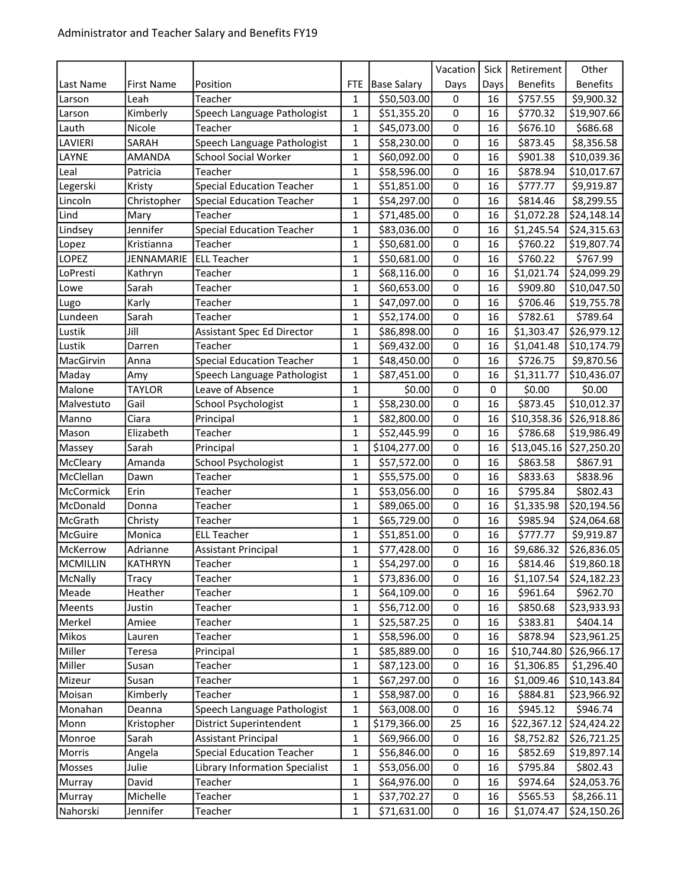Administrator and Teacher Salary and Benefits FY19

| Last Name | First Name | Position | FTE | Base Salary | Vacation Days | Sick Days | Retirement Benefits | Other Benefits |
|---|---|---|---|---|---|---|---|---|
| Larson | Leah | Teacher | 1 | $50,503.00 | 0 | 16 | $757.55 | $9,900.32 |
| Larson | Kimberly | Speech Language Pathologist | 1 | $51,355.20 | 0 | 16 | $770.32 | $19,907.66 |
| Lauth | Nicole | Teacher | 1 | $45,073.00 | 0 | 16 | $676.10 | $686.68 |
| LAVIERI | SARAH | Speech Language Pathologist | 1 | $58,230.00 | 0 | 16 | $873.45 | $8,356.58 |
| LAYNE | AMANDA | School Social Worker | 1 | $60,092.00 | 0 | 16 | $901.38 | $10,039.36 |
| Leal | Patricia | Teacher | 1 | $58,596.00 | 0 | 16 | $878.94 | $10,017.67 |
| Legerski | Kristy | Special Education Teacher | 1 | $51,851.00 | 0 | 16 | $777.77 | $9,919.87 |
| Lincoln | Christopher | Special Education Teacher | 1 | $54,297.00 | 0 | 16 | $814.46 | $8,299.55 |
| Lind | Mary | Teacher | 1 | $71,485.00 | 0 | 16 | $1,072.28 | $24,148.14 |
| Lindsey | Jennifer | Special Education Teacher | 1 | $83,036.00 | 0 | 16 | $1,245.54 | $24,315.63 |
| Lopez | Kristianna | Teacher | 1 | $50,681.00 | 0 | 16 | $760.22 | $19,807.74 |
| LOPEZ | JENNAMARIE | ELL Teacher | 1 | $50,681.00 | 0 | 16 | $760.22 | $767.99 |
| LoPresti | Kathryn | Teacher | 1 | $68,116.00 | 0 | 16 | $1,021.74 | $24,099.29 |
| Lowe | Sarah | Teacher | 1 | $60,653.00 | 0 | 16 | $909.80 | $10,047.50 |
| Lugo | Karly | Teacher | 1 | $47,097.00 | 0 | 16 | $706.46 | $19,755.78 |
| Lundeen | Sarah | Teacher | 1 | $52,174.00 | 0 | 16 | $782.61 | $789.64 |
| Lustik | Jill | Assistant Spec Ed Director | 1 | $86,898.00 | 0 | 16 | $1,303.47 | $26,979.12 |
| Lustik | Darren | Teacher | 1 | $69,432.00 | 0 | 16 | $1,041.48 | $10,174.79 |
| MacGirvin | Anna | Special Education Teacher | 1 | $48,450.00 | 0 | 16 | $726.75 | $9,870.56 |
| Maday | Amy | Speech Language Pathologist | 1 | $87,451.00 | 0 | 16 | $1,311.77 | $10,436.07 |
| Malone | TAYLOR | Leave of Absence | 1 | $0.00 | 0 | 0 | $0.00 | $0.00 |
| Malvestuto | Gail | School Psychologist | 1 | $58,230.00 | 0 | 16 | $873.45 | $10,012.37 |
| Manno | Ciara | Principal | 1 | $82,800.00 | 0 | 16 | $10,358.36 | $26,918.86 |
| Mason | Elizabeth | Teacher | 1 | $52,445.99 | 0 | 16 | $786.68 | $19,986.49 |
| Massey | Sarah | Principal | 1 | $104,277.00 | 0 | 16 | $13,045.16 | $27,250.20 |
| McCleary | Amanda | School Psychologist | 1 | $57,572.00 | 0 | 16 | $863.58 | $867.91 |
| McClellan | Dawn | Teacher | 1 | $55,575.00 | 0 | 16 | $833.63 | $838.96 |
| McCormick | Erin | Teacher | 1 | $53,056.00 | 0 | 16 | $795.84 | $802.43 |
| McDonald | Donna | Teacher | 1 | $89,065.00 | 0 | 16 | $1,335.98 | $20,194.56 |
| McGrath | Christy | Teacher | 1 | $65,729.00 | 0 | 16 | $985.94 | $24,064.68 |
| McGuire | Monica | ELL Teacher | 1 | $51,851.00 | 0 | 16 | $777.77 | $9,919.87 |
| McKerrow | Adrianne | Assistant Principal | 1 | $77,428.00 | 0 | 16 | $9,686.32 | $26,836.05 |
| MCMILLIN | KATHRYN | Teacher | 1 | $54,297.00 | 0 | 16 | $814.46 | $19,860.18 |
| McNally | Tracy | Teacher | 1 | $73,836.00 | 0 | 16 | $1,107.54 | $24,182.23 |
| Meade | Heather | Teacher | 1 | $64,109.00 | 0 | 16 | $961.64 | $962.70 |
| Meents | Justin | Teacher | 1 | $56,712.00 | 0 | 16 | $850.68 | $23,933.93 |
| Merkel | Amiee | Teacher | 1 | $25,587.25 | 0 | 16 | $383.81 | $404.14 |
| Mikos | Lauren | Teacher | 1 | $58,596.00 | 0 | 16 | $878.94 | $23,961.25 |
| Miller | Teresa | Principal | 1 | $85,889.00 | 0 | 16 | $10,744.80 | $26,966.17 |
| Miller | Susan | Teacher | 1 | $87,123.00 | 0 | 16 | $1,306.85 | $1,296.40 |
| Mizeur | Susan | Teacher | 1 | $67,297.00 | 0 | 16 | $1,009.46 | $10,143.84 |
| Moisan | Kimberly | Teacher | 1 | $58,987.00 | 0 | 16 | $884.81 | $23,966.92 |
| Monahan | Deanna | Speech Language Pathologist | 1 | $63,008.00 | 0 | 16 | $945.12 | $946.74 |
| Monn | Kristopher | District Superintendent | 1 | $179,366.00 | 25 | 16 | $22,367.12 | $24,424.22 |
| Monroe | Sarah | Assistant Principal | 1 | $69,966.00 | 0 | 16 | $8,752.82 | $26,721.25 |
| Morris | Angela | Special Education Teacher | 1 | $56,846.00 | 0 | 16 | $852.69 | $19,897.14 |
| Mosses | Julie | Library Information Specialist | 1 | $53,056.00 | 0 | 16 | $795.84 | $802.43 |
| Murray | David | Teacher | 1 | $64,976.00 | 0 | 16 | $974.64 | $24,053.76 |
| Murray | Michelle | Teacher | 1 | $37,702.27 | 0 | 16 | $565.53 | $8,266.11 |
| Nahorski | Jennifer | Teacher | 1 | $71,631.00 | 0 | 16 | $1,074.47 | $24,150.26 |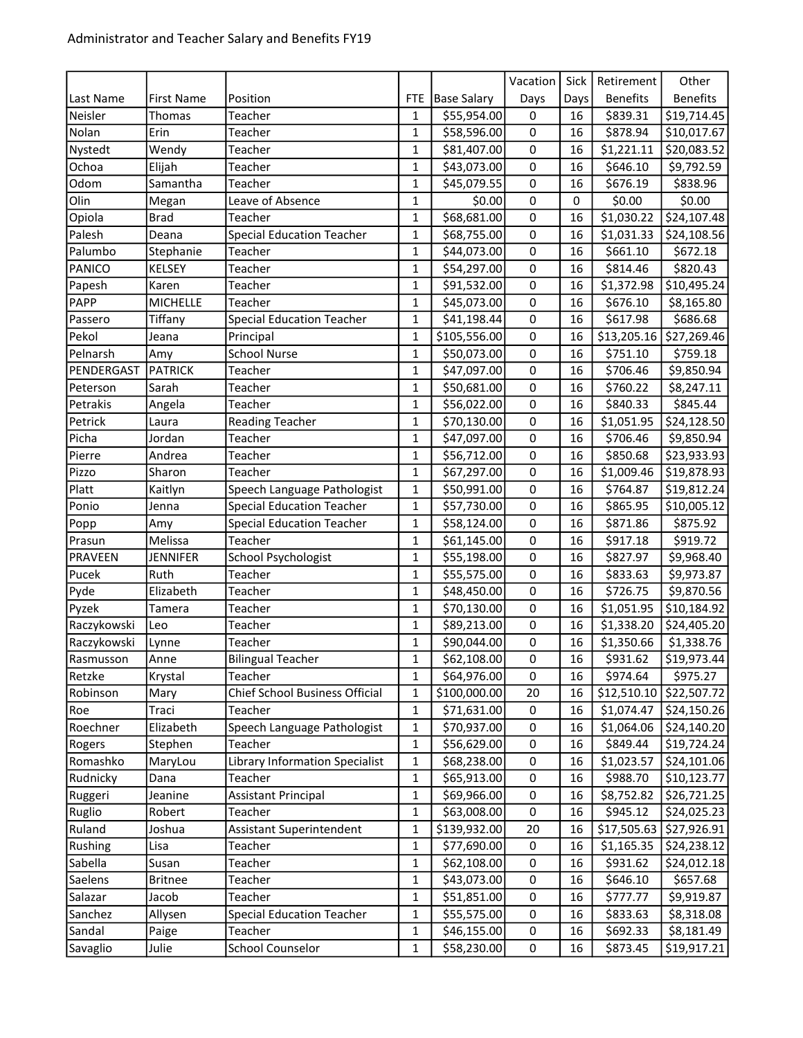Administrator and Teacher Salary and Benefits FY19

| Last Name | First Name | Position | FTE | Base Salary | Vacation Days | Sick Days | Retirement Benefits | Other Benefits |
|---|---|---|---|---|---|---|---|---|
| Neisler | Thomas | Teacher | 1 | $55,954.00 | 0 | 16 | $839.31 | $19,714.45 |
| Nolan | Erin | Teacher | 1 | $58,596.00 | 0 | 16 | $878.94 | $10,017.67 |
| Nystedt | Wendy | Teacher | 1 | $81,407.00 | 0 | 16 | $1,221.11 | $20,083.52 |
| Ochoa | Elijah | Teacher | 1 | $43,073.00 | 0 | 16 | $646.10 | $9,792.59 |
| Odom | Samantha | Teacher | 1 | $45,079.55 | 0 | 16 | $676.19 | $838.96 |
| Olin | Megan | Leave of Absence | 1 | $0.00 | 0 | 0 | $0.00 | $0.00 |
| Opiola | Brad | Teacher | 1 | $68,681.00 | 0 | 16 | $1,030.22 | $24,107.48 |
| Palesh | Deana | Special Education Teacher | 1 | $68,755.00 | 0 | 16 | $1,031.33 | $24,108.56 |
| Palumbo | Stephanie | Teacher | 1 | $44,073.00 | 0 | 16 | $661.10 | $672.18 |
| PANICO | KELSEY | Teacher | 1 | $54,297.00 | 0 | 16 | $814.46 | $820.43 |
| Papesh | Karen | Teacher | 1 | $91,532.00 | 0 | 16 | $1,372.98 | $10,495.24 |
| PAPP | MICHELLE | Teacher | 1 | $45,073.00 | 0 | 16 | $676.10 | $8,165.80 |
| Passero | Tiffany | Special Education Teacher | 1 | $41,198.44 | 0 | 16 | $617.98 | $686.68 |
| Pekol | Jeana | Principal | 1 | $105,556.00 | 0 | 16 | $13,205.16 | $27,269.46 |
| Pelnarsh | Amy | School Nurse | 1 | $50,073.00 | 0 | 16 | $751.10 | $759.18 |
| PENDERGAST | PATRICK | Teacher | 1 | $47,097.00 | 0 | 16 | $706.46 | $9,850.94 |
| Peterson | Sarah | Teacher | 1 | $50,681.00 | 0 | 16 | $760.22 | $8,247.11 |
| Petrakis | Angela | Teacher | 1 | $56,022.00 | 0 | 16 | $840.33 | $845.44 |
| Petrick | Laura | Reading Teacher | 1 | $70,130.00 | 0 | 16 | $1,051.95 | $24,128.50 |
| Picha | Jordan | Teacher | 1 | $47,097.00 | 0 | 16 | $706.46 | $9,850.94 |
| Pierre | Andrea | Teacher | 1 | $56,712.00 | 0 | 16 | $850.68 | $23,933.93 |
| Pizzo | Sharon | Teacher | 1 | $67,297.00 | 0 | 16 | $1,009.46 | $19,878.93 |
| Platt | Kaitlyn | Speech Language Pathologist | 1 | $50,991.00 | 0 | 16 | $764.87 | $19,812.24 |
| Ponio | Jenna | Special Education Teacher | 1 | $57,730.00 | 0 | 16 | $865.95 | $10,005.12 |
| Popp | Amy | Special Education Teacher | 1 | $58,124.00 | 0 | 16 | $871.86 | $875.92 |
| Prasun | Melissa | Teacher | 1 | $61,145.00 | 0 | 16 | $917.18 | $919.72 |
| PRAVEEN | JENNIFER | School Psychologist | 1 | $55,198.00 | 0 | 16 | $827.97 | $9,968.40 |
| Pucek | Ruth | Teacher | 1 | $55,575.00 | 0 | 16 | $833.63 | $9,973.87 |
| Pyde | Elizabeth | Teacher | 1 | $48,450.00 | 0 | 16 | $726.75 | $9,870.56 |
| Pyzek | Tamera | Teacher | 1 | $70,130.00 | 0 | 16 | $1,051.95 | $10,184.92 |
| Raczykowski | Leo | Teacher | 1 | $89,213.00 | 0 | 16 | $1,338.20 | $24,405.20 |
| Raczykowski | Lynne | Teacher | 1 | $90,044.00 | 0 | 16 | $1,350.66 | $1,338.76 |
| Rasmusson | Anne | Bilingual Teacher | 1 | $62,108.00 | 0 | 16 | $931.62 | $19,973.44 |
| Retzke | Krystal | Teacher | 1 | $64,976.00 | 0 | 16 | $974.64 | $975.27 |
| Robinson | Mary | Chief School Business Official | 1 | $100,000.00 | 20 | 16 | $12,510.10 | $22,507.72 |
| Roe | Traci | Teacher | 1 | $71,631.00 | 0 | 16 | $1,074.47 | $24,150.26 |
| Roechner | Elizabeth | Speech Language Pathologist | 1 | $70,937.00 | 0 | 16 | $1,064.06 | $24,140.20 |
| Rogers | Stephen | Teacher | 1 | $56,629.00 | 0 | 16 | $849.44 | $19,724.24 |
| Romashko | MaryLou | Library Information Specialist | 1 | $68,238.00 | 0 | 16 | $1,023.57 | $24,101.06 |
| Rudnicky | Dana | Teacher | 1 | $65,913.00 | 0 | 16 | $988.70 | $10,123.77 |
| Ruggeri | Jeanine | Assistant Principal | 1 | $69,966.00 | 0 | 16 | $8,752.82 | $26,721.25 |
| Ruglio | Robert | Teacher | 1 | $63,008.00 | 0 | 16 | $945.12 | $24,025.23 |
| Ruland | Joshua | Assistant Superintendent | 1 | $139,932.00 | 20 | 16 | $17,505.63 | $27,926.91 |
| Rushing | Lisa | Teacher | 1 | $77,690.00 | 0 | 16 | $1,165.35 | $24,238.12 |
| Sabella | Susan | Teacher | 1 | $62,108.00 | 0 | 16 | $931.62 | $24,012.18 |
| Saelens | Britnee | Teacher | 1 | $43,073.00 | 0 | 16 | $646.10 | $657.68 |
| Salazar | Jacob | Teacher | 1 | $51,851.00 | 0 | 16 | $777.77 | $9,919.87 |
| Sanchez | Allysen | Special Education Teacher | 1 | $55,575.00 | 0 | 16 | $833.63 | $8,318.08 |
| Sandal | Paige | Teacher | 1 | $46,155.00 | 0 | 16 | $692.33 | $8,181.49 |
| Savaglio | Julie | School Counselor | 1 | $58,230.00 | 0 | 16 | $873.45 | $19,917.21 |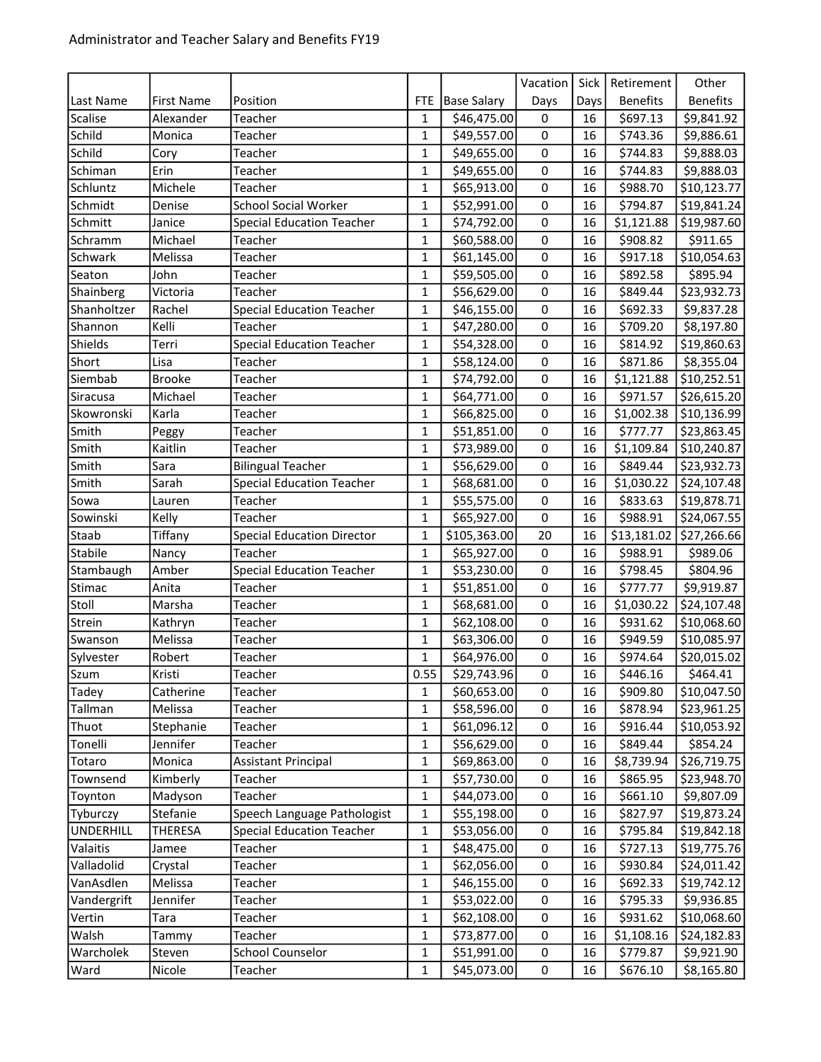Administrator and Teacher Salary and Benefits FY19

| Last Name | First Name | Position | FTE | Base Salary | Vacation Days | Sick Days | Retirement Benefits | Other Benefits |
|---|---|---|---|---|---|---|---|---|
| Scalise | Alexander | Teacher | 1 | $46,475.00 | 0 | 16 | $697.13 | $9,841.92 |
| Schild | Monica | Teacher | 1 | $49,557.00 | 0 | 16 | $743.36 | $9,886.61 |
| Schild | Cory | Teacher | 1 | $49,655.00 | 0 | 16 | $744.83 | $9,888.03 |
| Schiman | Erin | Teacher | 1 | $49,655.00 | 0 | 16 | $744.83 | $9,888.03 |
| Schluntz | Michele | Teacher | 1 | $65,913.00 | 0 | 16 | $988.70 | $10,123.77 |
| Schmidt | Denise | School Social Worker | 1 | $52,991.00 | 0 | 16 | $794.87 | $19,841.24 |
| Schmitt | Janice | Special Education Teacher | 1 | $74,792.00 | 0 | 16 | $1,121.88 | $19,987.60 |
| Schramm | Michael | Teacher | 1 | $60,588.00 | 0 | 16 | $908.82 | $911.65 |
| Schwark | Melissa | Teacher | 1 | $61,145.00 | 0 | 16 | $917.18 | $10,054.63 |
| Seaton | John | Teacher | 1 | $59,505.00 | 0 | 16 | $892.58 | $895.94 |
| Shainberg | Victoria | Teacher | 1 | $56,629.00 | 0 | 16 | $849.44 | $23,932.73 |
| Shanholtzer | Rachel | Special Education Teacher | 1 | $46,155.00 | 0 | 16 | $692.33 | $9,837.28 |
| Shannon | Kelli | Teacher | 1 | $47,280.00 | 0 | 16 | $709.20 | $8,197.80 |
| Shields | Terri | Special Education Teacher | 1 | $54,328.00 | 0 | 16 | $814.92 | $19,860.63 |
| Short | Lisa | Teacher | 1 | $58,124.00 | 0 | 16 | $871.86 | $8,355.04 |
| Siembab | Brooke | Teacher | 1 | $74,792.00 | 0 | 16 | $1,121.88 | $10,252.51 |
| Siracusa | Michael | Teacher | 1 | $64,771.00 | 0 | 16 | $971.57 | $26,615.20 |
| Skowronski | Karla | Teacher | 1 | $66,825.00 | 0 | 16 | $1,002.38 | $10,136.99 |
| Smith | Peggy | Teacher | 1 | $51,851.00 | 0 | 16 | $777.77 | $23,863.45 |
| Smith | Kaitlin | Teacher | 1 | $73,989.00 | 0 | 16 | $1,109.84 | $10,240.87 |
| Smith | Sara | Bilingual Teacher | 1 | $56,629.00 | 0 | 16 | $849.44 | $23,932.73 |
| Smith | Sarah | Special Education Teacher | 1 | $68,681.00 | 0 | 16 | $1,030.22 | $24,107.48 |
| Sowa | Lauren | Teacher | 1 | $55,575.00 | 0 | 16 | $833.63 | $19,878.71 |
| Sowinski | Kelly | Teacher | 1 | $65,927.00 | 0 | 16 | $988.91 | $24,067.55 |
| Staab | Tiffany | Special Education Director | 1 | $105,363.00 | 20 | 16 | $13,181.02 | $27,266.66 |
| Stabile | Nancy | Teacher | 1 | $65,927.00 | 0 | 16 | $988.91 | $989.06 |
| Stambaugh | Amber | Special Education Teacher | 1 | $53,230.00 | 0 | 16 | $798.45 | $804.96 |
| Stimac | Anita | Teacher | 1 | $51,851.00 | 0 | 16 | $777.77 | $9,919.87 |
| Stoll | Marsha | Teacher | 1 | $68,681.00 | 0 | 16 | $1,030.22 | $24,107.48 |
| Strein | Kathryn | Teacher | 1 | $62,108.00 | 0 | 16 | $931.62 | $10,068.60 |
| Swanson | Melissa | Teacher | 1 | $63,306.00 | 0 | 16 | $949.59 | $10,085.97 |
| Sylvester | Robert | Teacher | 1 | $64,976.00 | 0 | 16 | $974.64 | $20,015.02 |
| Szum | Kristi | Teacher | 0.55 | $29,743.96 | 0 | 16 | $446.16 | $464.41 |
| Tadey | Catherine | Teacher | 1 | $60,653.00 | 0 | 16 | $909.80 | $10,047.50 |
| Tallman | Melissa | Teacher | 1 | $58,596.00 | 0 | 16 | $878.94 | $23,961.25 |
| Thuot | Stephanie | Teacher | 1 | $61,096.12 | 0 | 16 | $916.44 | $10,053.92 |
| Tonelli | Jennifer | Teacher | 1 | $56,629.00 | 0 | 16 | $849.44 | $854.24 |
| Totaro | Monica | Assistant Principal | 1 | $69,863.00 | 0 | 16 | $8,739.94 | $26,719.75 |
| Townsend | Kimberly | Teacher | 1 | $57,730.00 | 0 | 16 | $865.95 | $23,948.70 |
| Toynton | Madyson | Teacher | 1 | $44,073.00 | 0 | 16 | $661.10 | $9,807.09 |
| Tyburczy | Stefanie | Speech Language Pathologist | 1 | $55,198.00 | 0 | 16 | $827.97 | $19,873.24 |
| UNDERHILL | THERESA | Special Education Teacher | 1 | $53,056.00 | 0 | 16 | $795.84 | $19,842.18 |
| Valaitis | Jamee | Teacher | 1 | $48,475.00 | 0 | 16 | $727.13 | $19,775.76 |
| Valladolid | Crystal | Teacher | 1 | $62,056.00 | 0 | 16 | $930.84 | $24,011.42 |
| VanAsdlen | Melissa | Teacher | 1 | $46,155.00 | 0 | 16 | $692.33 | $19,742.12 |
| Vandergrift | Jennifer | Teacher | 1 | $53,022.00 | 0 | 16 | $795.33 | $9,936.85 |
| Vertin | Tara | Teacher | 1 | $62,108.00 | 0 | 16 | $931.62 | $10,068.60 |
| Walsh | Tammy | Teacher | 1 | $73,877.00 | 0 | 16 | $1,108.16 | $24,182.83 |
| Warcholek | Steven | School Counselor | 1 | $51,991.00 | 0 | 16 | $779.87 | $9,921.90 |
| Ward | Nicole | Teacher | 1 | $45,073.00 | 0 | 16 | $676.10 | $8,165.80 |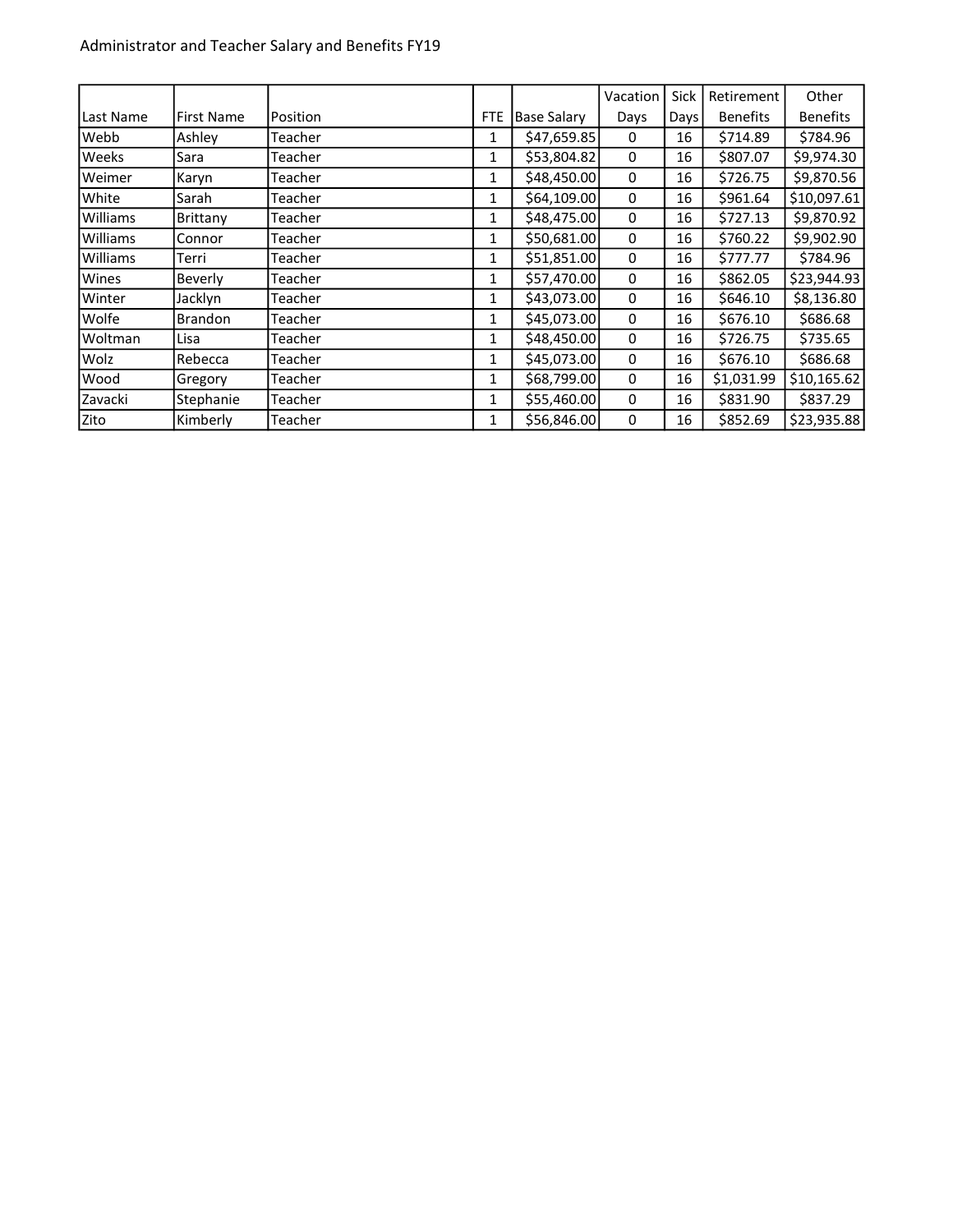Administrator and Teacher Salary and Benefits FY19

| Last Name | First Name | Position | FTE | Base Salary | Vacation Days | Sick Days | Retirement Benefits | Other Benefits |
|---|---|---|---|---|---|---|---|---|
| Webb | Ashley | Teacher | 1 | $47,659.85 | 0 | 16 | $714.89 | $784.96 |
| Weeks | Sara | Teacher | 1 | $53,804.82 | 0 | 16 | $807.07 | $9,974.30 |
| Weimer | Karyn | Teacher | 1 | $48,450.00 | 0 | 16 | $726.75 | $9,870.56 |
| White | Sarah | Teacher | 1 | $64,109.00 | 0 | 16 | $961.64 | $10,097.61 |
| Williams | Brittany | Teacher | 1 | $48,475.00 | 0 | 16 | $727.13 | $9,870.92 |
| Williams | Connor | Teacher | 1 | $50,681.00 | 0 | 16 | $760.22 | $9,902.90 |
| Williams | Terri | Teacher | 1 | $51,851.00 | 0 | 16 | $777.77 | $784.96 |
| Wines | Beverly | Teacher | 1 | $57,470.00 | 0 | 16 | $862.05 | $23,944.93 |
| Winter | Jacklyn | Teacher | 1 | $43,073.00 | 0 | 16 | $646.10 | $8,136.80 |
| Wolfe | Brandon | Teacher | 1 | $45,073.00 | 0 | 16 | $676.10 | $686.68 |
| Woltman | Lisa | Teacher | 1 | $48,450.00 | 0 | 16 | $726.75 | $735.65 |
| Wolz | Rebecca | Teacher | 1 | $45,073.00 | 0 | 16 | $676.10 | $686.68 |
| Wood | Gregory | Teacher | 1 | $68,799.00 | 0 | 16 | $1,031.99 | $10,165.62 |
| Zavacki | Stephanie | Teacher | 1 | $55,460.00 | 0 | 16 | $831.90 | $837.29 |
| Zito | Kimberly | Teacher | 1 | $56,846.00 | 0 | 16 | $852.69 | $23,935.88 |